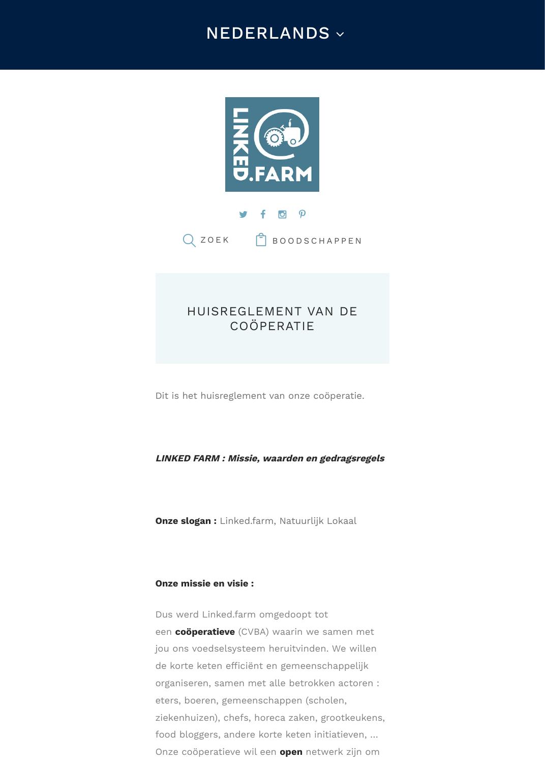NEDERLANDS

ZOEK BOODSCHAPPEN

# HUISREGLEMENT VAN DE COÖPERATIE

Dit is het huisreglement van onze coöperatie.

***LINKED FARM : Missie, waarden en gedragsregels***

**Onze slogan :** Linked.farm, Natuurlijk Lokaal

**Onze missie en visie :**

Dus werd Linked.farm omgedoopt tot een **coöperatieve** (CVBA) waarin we samen met jou ons voedselsysteem heruitvinden. We willen de korte keten efficiënt en gemeenschappelijk organiseren, samen met alle betrokken actoren : eters, boeren, gemeenschappen (scholen, ziekenhuizen), chefs, horeca zaken, grootkeukens, food bloggers, andere korte keten initiatieven, … Onze coöperatieve wil een **open** netwerk zijn om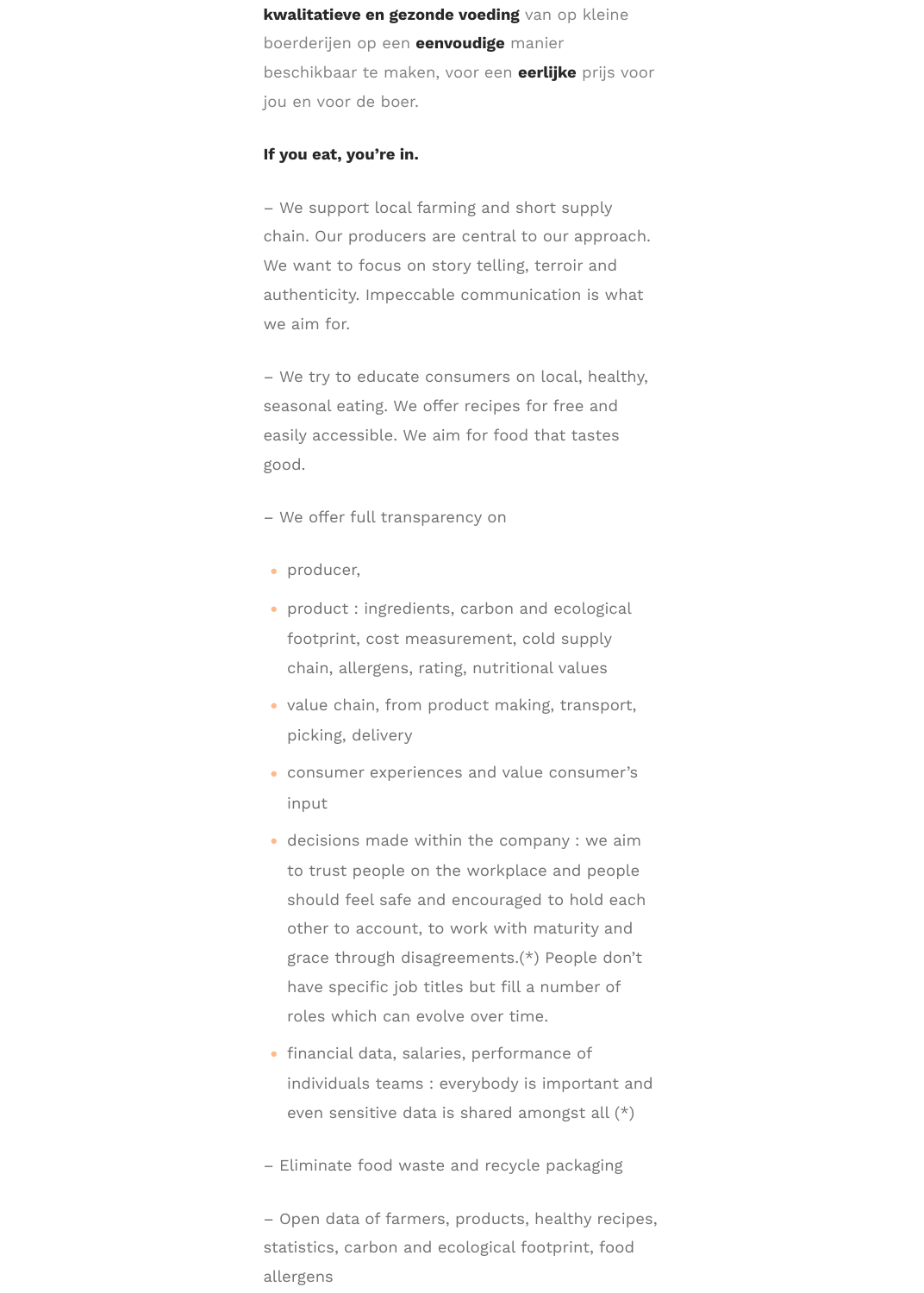**kwalitatieve en gezonde voeding** van op kleine boerderijen op een **eenvoudige** manier beschikbaar te maken, voor een **eerlijke** prijs voor jou en voor de boer.

**If you eat, you're in.**

– We support local farming and short supply chain. Our producers are central to our approach. We want to focus on story telling, terroir and authenticity. Impeccable communication is what we aim for.

– We try to educate consumers on local, healthy, seasonal eating. We offer recipes for free and easily accessible. We aim for food that tastes good.

– We offer full transparency on

- producer,
- product : ingredients, carbon and ecological footprint, cost measurement, cold supply chain, allergens, rating, nutritional values
- value chain, from product making, transport, picking, delivery
- consumer experiences and value consumer's input
- decisions made within the company : we aim to trust people on the workplace and people should feel safe and encouraged to hold each other to account, to work with maturity and grace through disagreements.(*) People don't have specific job titles but fill a number of roles which can evolve over time.
- financial data, salaries, performance of individuals teams : everybody is important and even sensitive data is shared amongst all (*)

– Eliminate food waste and recycle packaging

– Open data of farmers, products, healthy recipes, statistics, carbon and ecological footprint, food allergens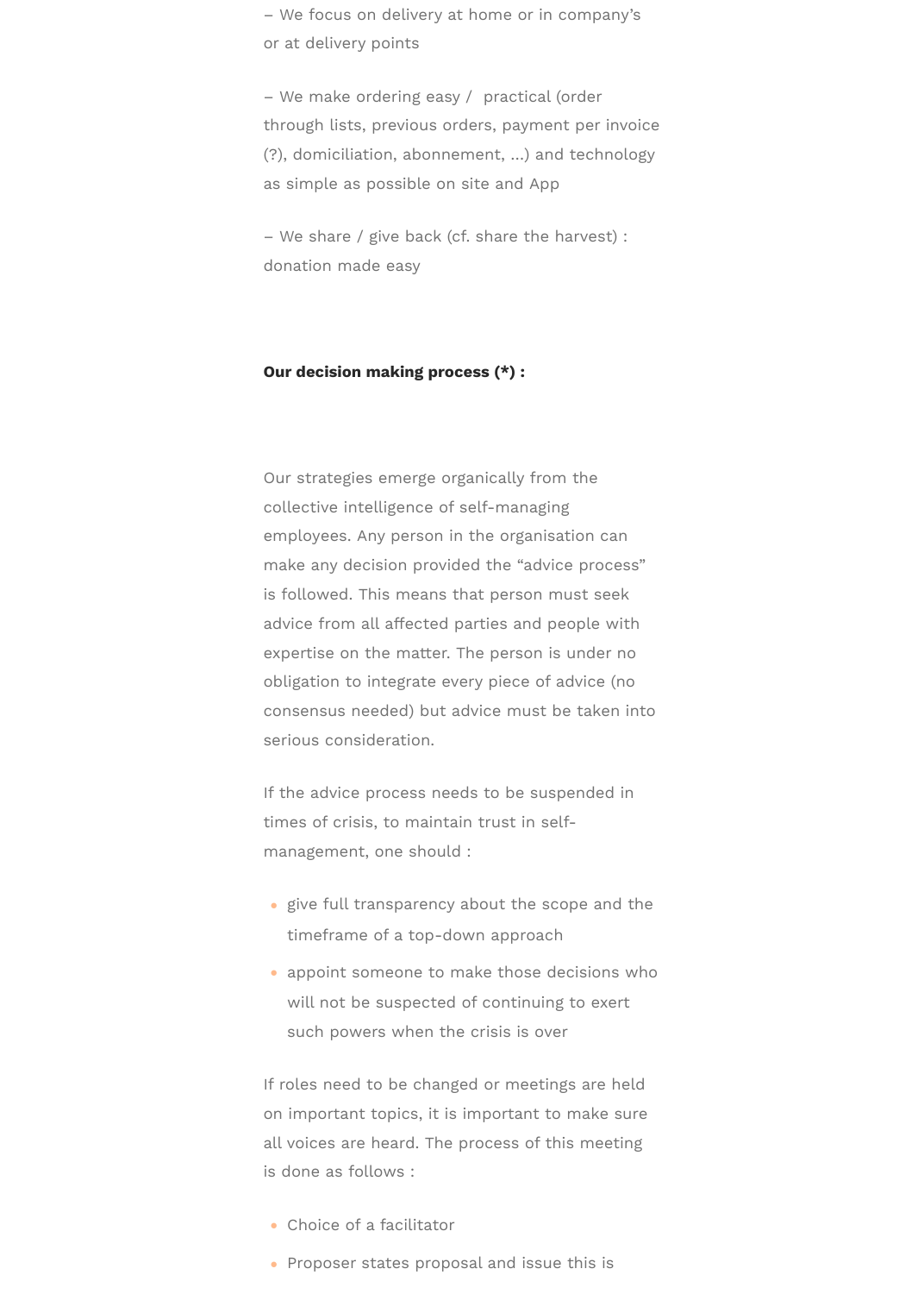– We focus on delivery at home or in company's or at delivery points

– We make ordering easy / practical (order through lists, previous orders, payment per invoice (?), domiciliation, abonnement, ...) and technology as simple as possible on site and App

– We share / give back (cf. share the harvest) : donation made easy

**Our decision making process (*) :**

Our strategies emerge organically from the collective intelligence of self-managing employees. Any person in the organisation can make any decision provided the "advice process" is followed. This means that person must seek advice from all affected parties and people with expertise on the matter. The person is under no obligation to integrate every piece of advice (no consensus needed) but advice must be taken into serious consideration.

If the advice process needs to be suspended in times of crisis, to maintain trust in self-management, one should :

- give full transparency about the scope and the timeframe of a top-down approach
- appoint someone to make those decisions who will not be suspected of continuing to exert such powers when the crisis is over

If roles need to be changed or meetings are held on important topics, it is important to make sure all voices are heard. The process of this meeting is done as follows :

- Choice of a facilitator
- Proposer states proposal and issue this is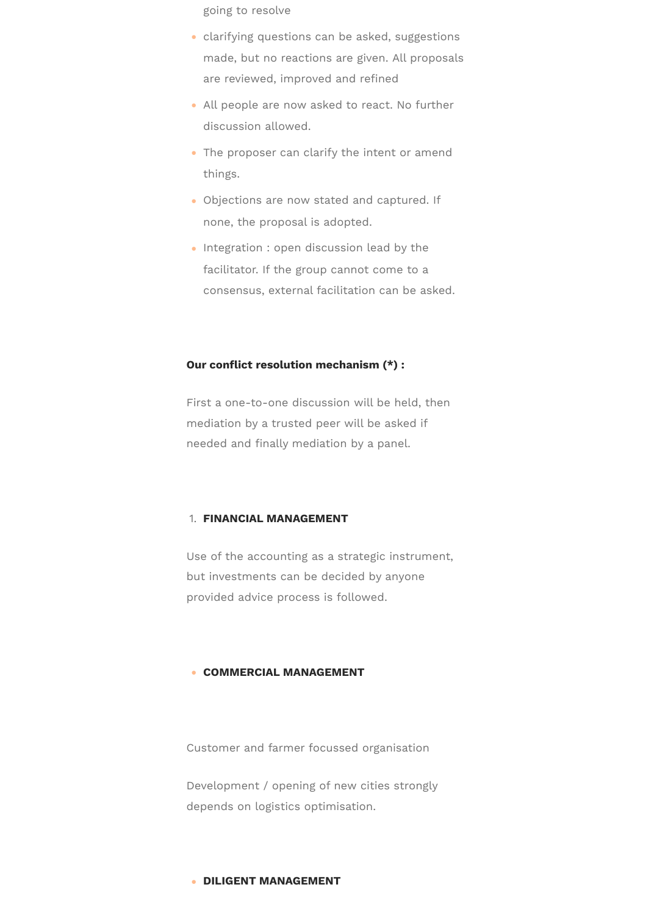going to resolve

- clarifying questions can be asked, suggestions made, but no reactions are given. All proposals are reviewed, improved and refined
- All people are now asked to react. No further discussion allowed.
- The proposer can clarify the intent or amend things.
- Objections are now stated and captured. If none, the proposal is adopted.
- Integration : open discussion lead by the facilitator. If the group cannot come to a consensus, external facilitation can be asked.

**Our conflict resolution mechanism (*) :**

First a one-to-one discussion will be held, then mediation by a trusted peer will be asked if needed and finally mediation by a panel.

1. **FINANCIAL MANAGEMENT**

Use of the accounting as a strategic instrument, but investments can be decided by anyone provided advice process is followed.

- **COMMERCIAL MANAGEMENT**

Customer and farmer focussed organisation

Development / opening of new cities strongly depends on logistics optimisation.

- **DILIGENT MANAGEMENT**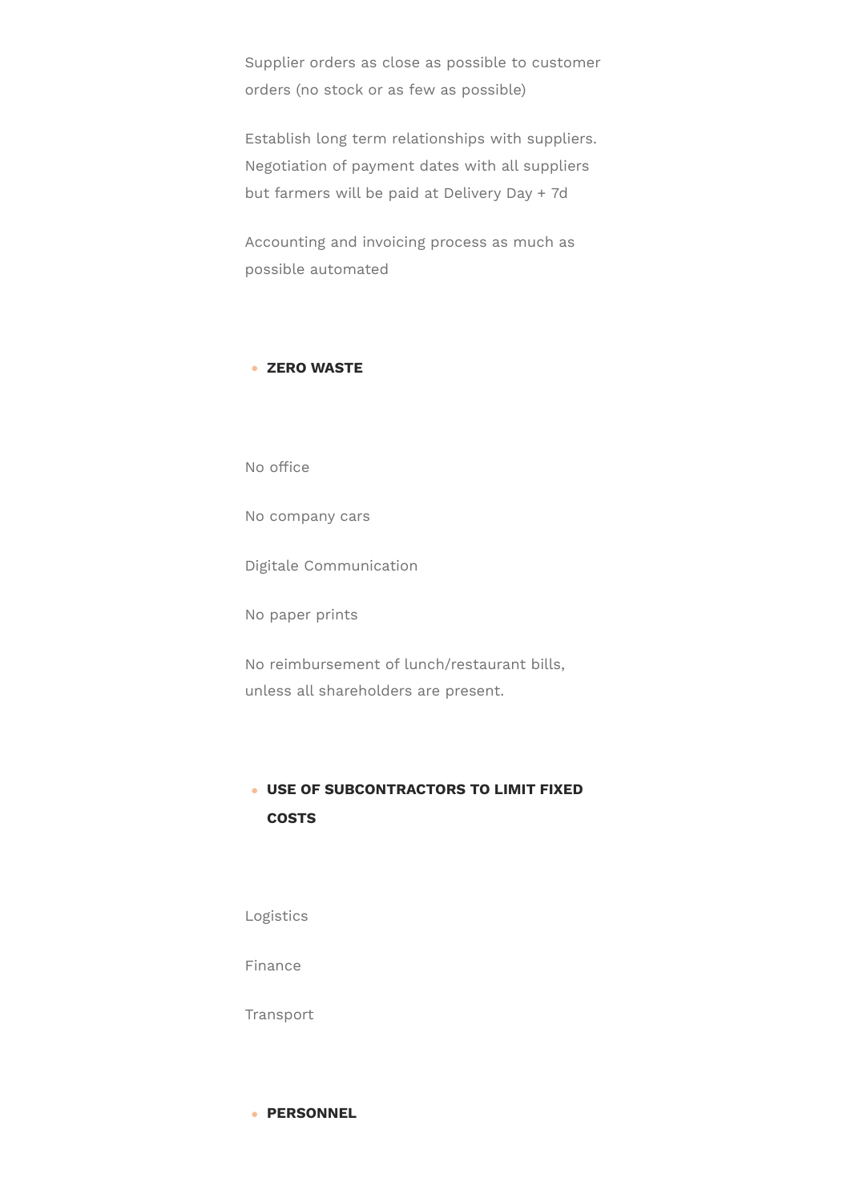Supplier orders as close as possible to customer orders (no stock or as few as possible)

Establish long term relationships with suppliers. Negotiation of payment dates with all suppliers but farmers will be paid at Delivery Day + 7d

Accounting and invoicing process as much as possible automated

- **ZERO WASTE**

No office

No company cars

Digitale Communication

No paper prints

No reimbursement of lunch/restaurant bills, unless all shareholders are present.

- **USE OF SUBCONTRACTORS TO LIMIT FIXED COSTS**

Logistics

Finance

Transport

- **PERSONNEL**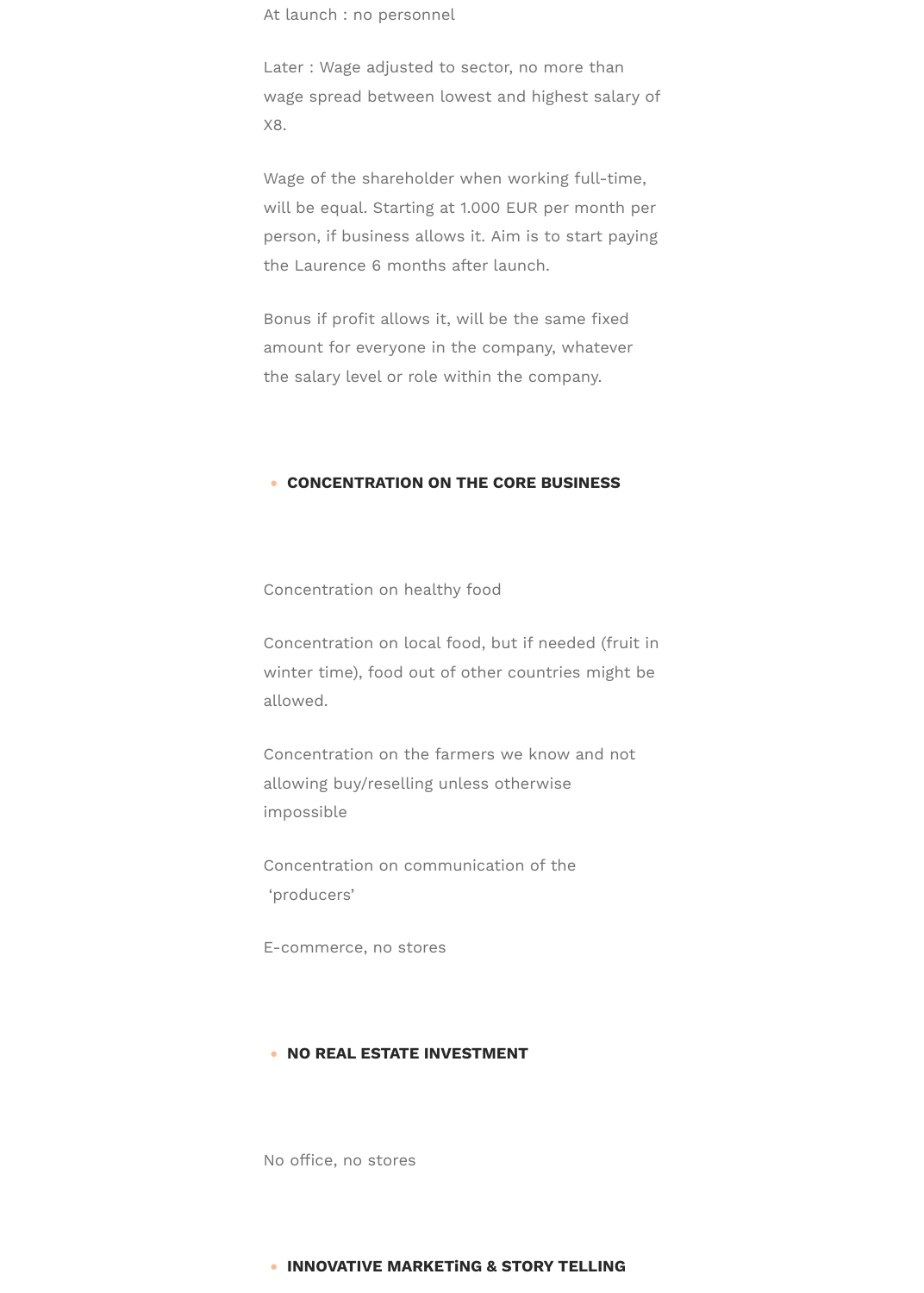At launch : no personnel

Later : Wage adjusted to sector, no more than wage spread between lowest and highest salary of X8.

Wage of the shareholder when working full-time, will be equal. Starting at 1.000 EUR per month per person, if business allows it. Aim is to start paying the Laurence 6 months after launch.

Bonus if profit allows it, will be the same fixed amount for everyone in the company, whatever the salary level or role within the company.

- **CONCENTRATION ON THE CORE BUSINESS**

Concentration on healthy food

Concentration on local food, but if needed (fruit in winter time), food out of other countries might be allowed.

Concentration on the farmers we know and not allowing buy/reselling unless otherwise impossible

Concentration on communication of the 'producers'

E-commerce, no stores

- **NO REAL ESTATE INVESTMENT**

No office, no stores

- **INNOVATIVE MARKETiNG & STORY TELLING**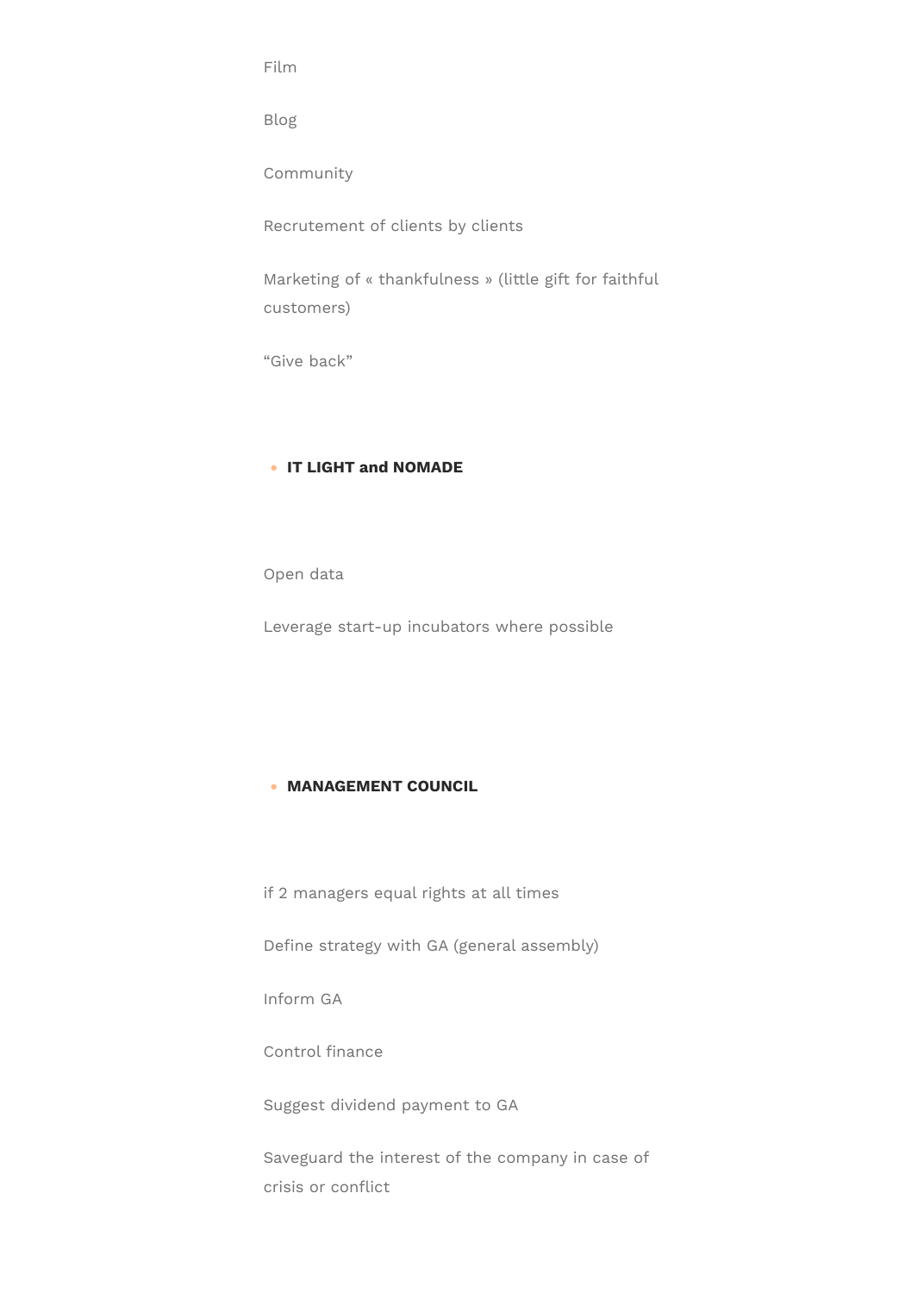Film

Blog

Community

Recrutement of clients by clients

Marketing of « thankfulness » (little gift for faithful customers)

“Give back”

- **IT LIGHT and NOMADE**

Open data

Leverage start-up incubators where possible

- **MANAGEMENT COUNCIL**

if 2 managers equal rights at all times

Define strategy with GA (general assembly)

Inform GA

Control finance

Suggest dividend payment to GA

Saveguard the interest of the company in case of crisis or conflict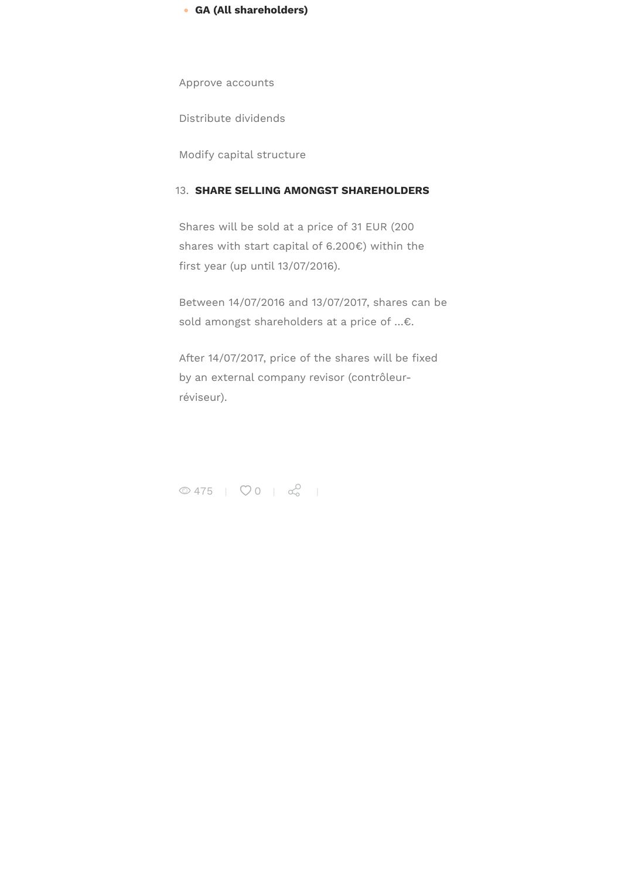- **GA (All shareholders)**

Approve accounts

Distribute dividends

Modify capital structure

13. **SHARE SELLING AMONGST SHAREHOLDERS**

Shares will be sold at a price of 31 EUR (200 shares with start capital of 6.200€) within the first year (up until 13/07/2016).

Between 14/07/2016 and 13/07/2017, shares can be sold amongst shareholders at a price of …€.

After 14/07/2017, price of the shares will be fixed by an external company revisor (contrôleur-réviseur).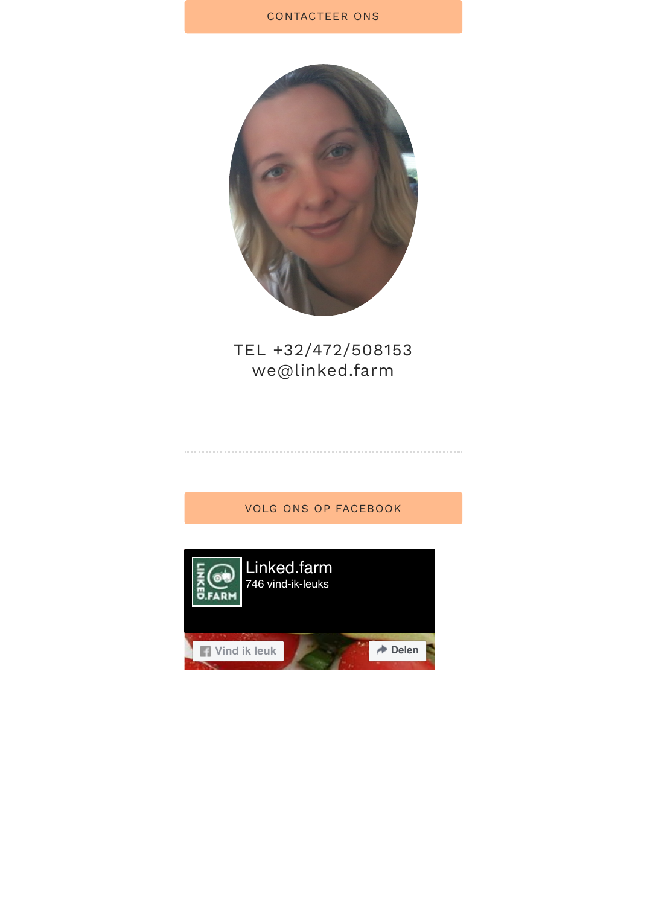CONTACTEER ONS

TEL +32/472/508153
we@linked.farm

---

VOLG ONS OP FACEBOOK

Linked.farm
746 vind-ik-leuks

Vind ik leuk
Delen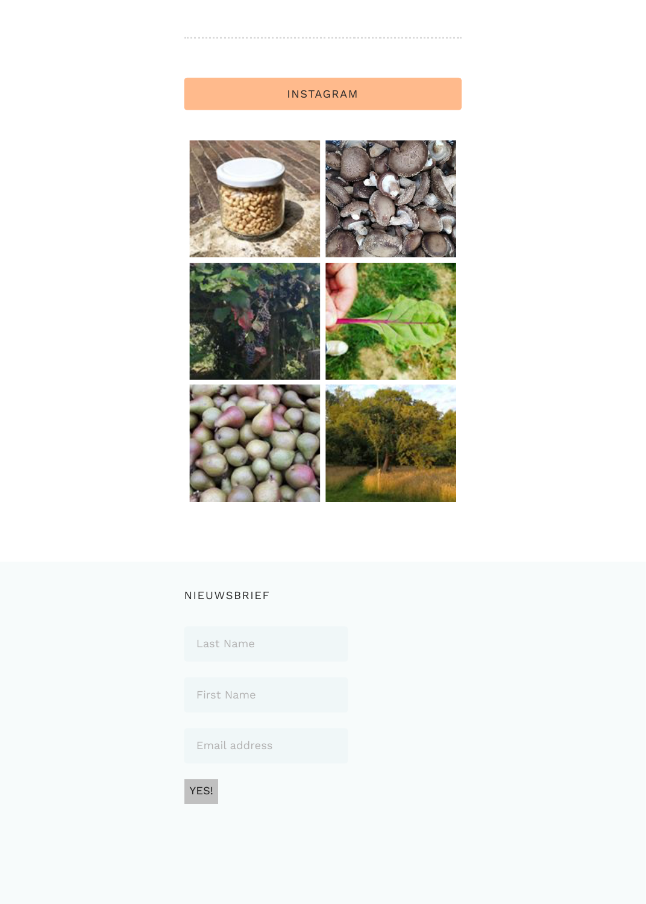---

INSTAGRAM

NIEUWSBRIEF

Last Name

First Name

Email address

YES!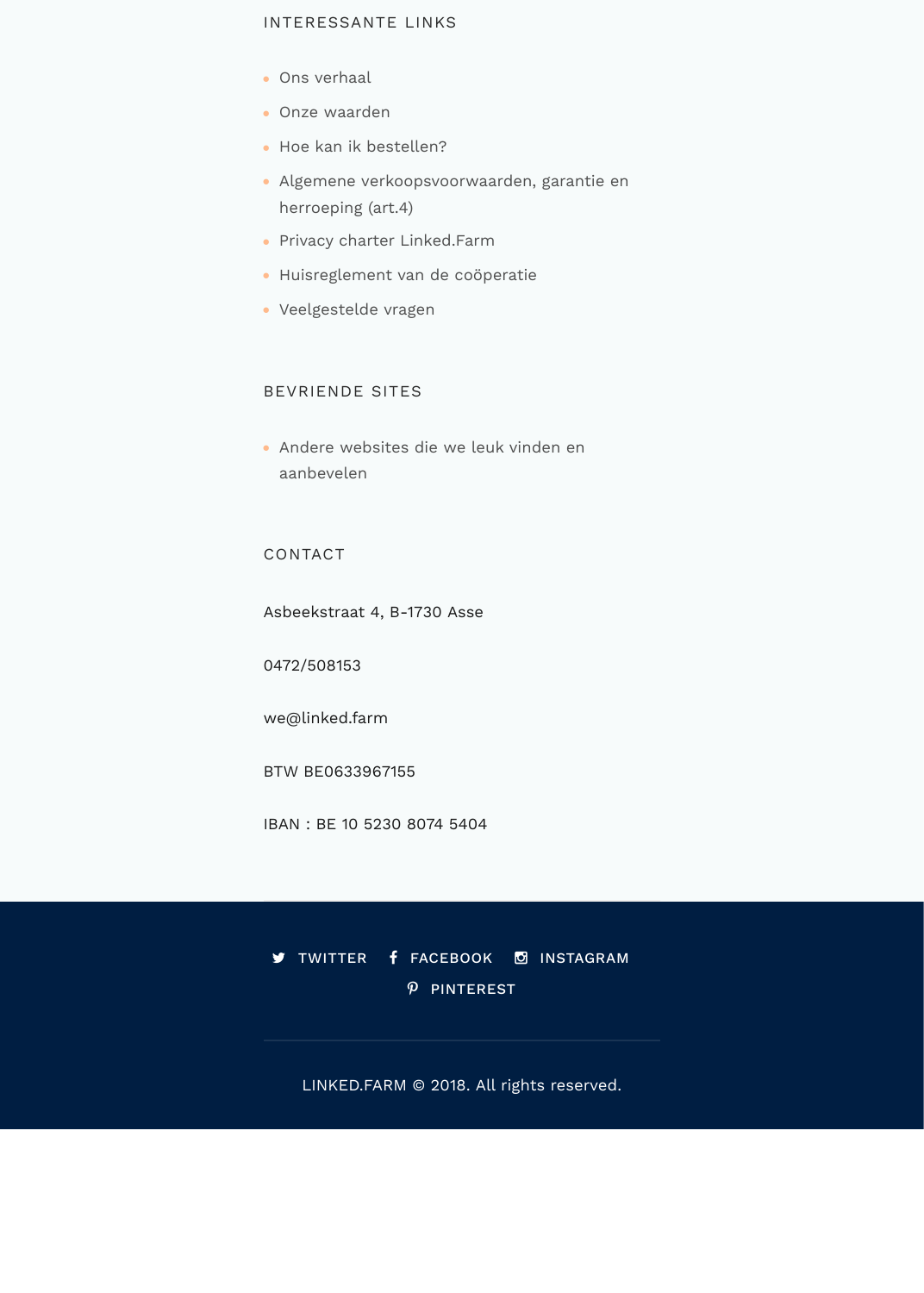## INTERESSANTE LINKS

- Ons verhaal
- Onze waarden
- Hoe kan ik bestellen?
- Algemene verkoopsvoorwaarden, garantie en herroeping (art.4)
- Privacy charter Linked.Farm
- Huisreglement van de coöperatie
- Veelgestelde vragen

## BEVRIENDE SITES

- Andere websites die we leuk vinden en aanbevelen

## CONTACT

Asbeekstraat 4, B-1730 Asse

0472/508153

we@linked.farm

BTW BE0633967155

IBAN : BE 10 5230 8074 5404

TWITTER FACEBOOK INSTAGRAM PINTEREST

LINKED.FARM © 2018. All rights reserved.